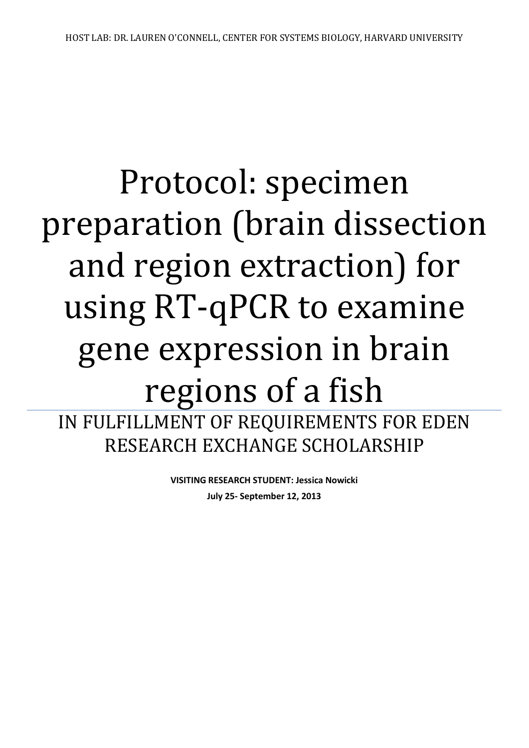HOST LAB: DR. LAUREN O'CONNELL, CENTER FOR SYSTEMS BIOLOGY, HARVARD UNIVERSITY

# Protocol: specimen preparation (brain dissection and region extraction) for using RT-qPCR to examine gene expression in brain regions of a fish

## IN FULFILLMENT OF REQUIREMENTS FOR EDEN RESEARCH EXCHANGE SCHOLARSHIP

**VISITING RESEARCH STUDENT: Jessica Nowicki**

**July 25- September 12, 2013**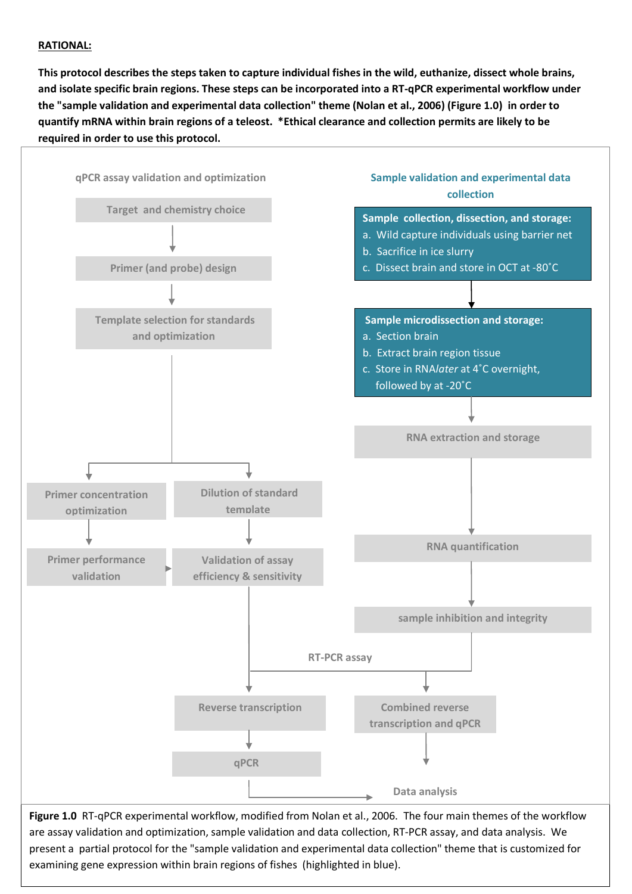**RATIONAL:**

**This protocol describes the steps taken to capture individual fishes in the wild, euthanize, dissect whole brains, and isolate specific brain regions. These steps can be incorporated into a RT-qPCR experimental workflow under the "sample validation and experimental data collection" theme (Nolan et al., 2006) (Figure 1.0) in order to quantify mRNA within brain regions of a teleost. *Ethical clearance and collection permits are likely to be required in order to use this protocol.**

qPCR assay validation and optimization

- Target and chemistry choice
- Primer (and probe) design
- Template selection for standards and optimization
- Primer concentration optimization
- Primer performance validation
- Dilution of standard template
- Validation of assay efficiency & sensitivity

Sample validation and experimental data collection

**Sample collection, dissection, and storage:**

a. Wild capture individuals using barrier net
b. Sacrifice in ice slurry
c. Dissect brain and store in OCT at -80˚C

**Sample microdissection and storage:**

a. Section brain
b. Extract brain region tissue
c. Store in RNA*later* at 4˚C overnight, followed by at -20˚C

- RNA extraction and storage
- RNA quantification
- sample inhibition and integrity

RT-PCR assay

- Reverse transcription
- qPCR
- Combined reverse transcription and qPCR

Data analysis

**Figure 1.0** RT-qPCR experimental workflow, modified from Nolan et al., 2006. The four main themes of the workflow are assay validation and optimization, sample validation and data collection, RT-PCR assay, and data analysis. We present a partial protocol for the "sample validation and experimental data collection" theme that is customized for examining gene expression within brain regions of fishes (highlighted in blue).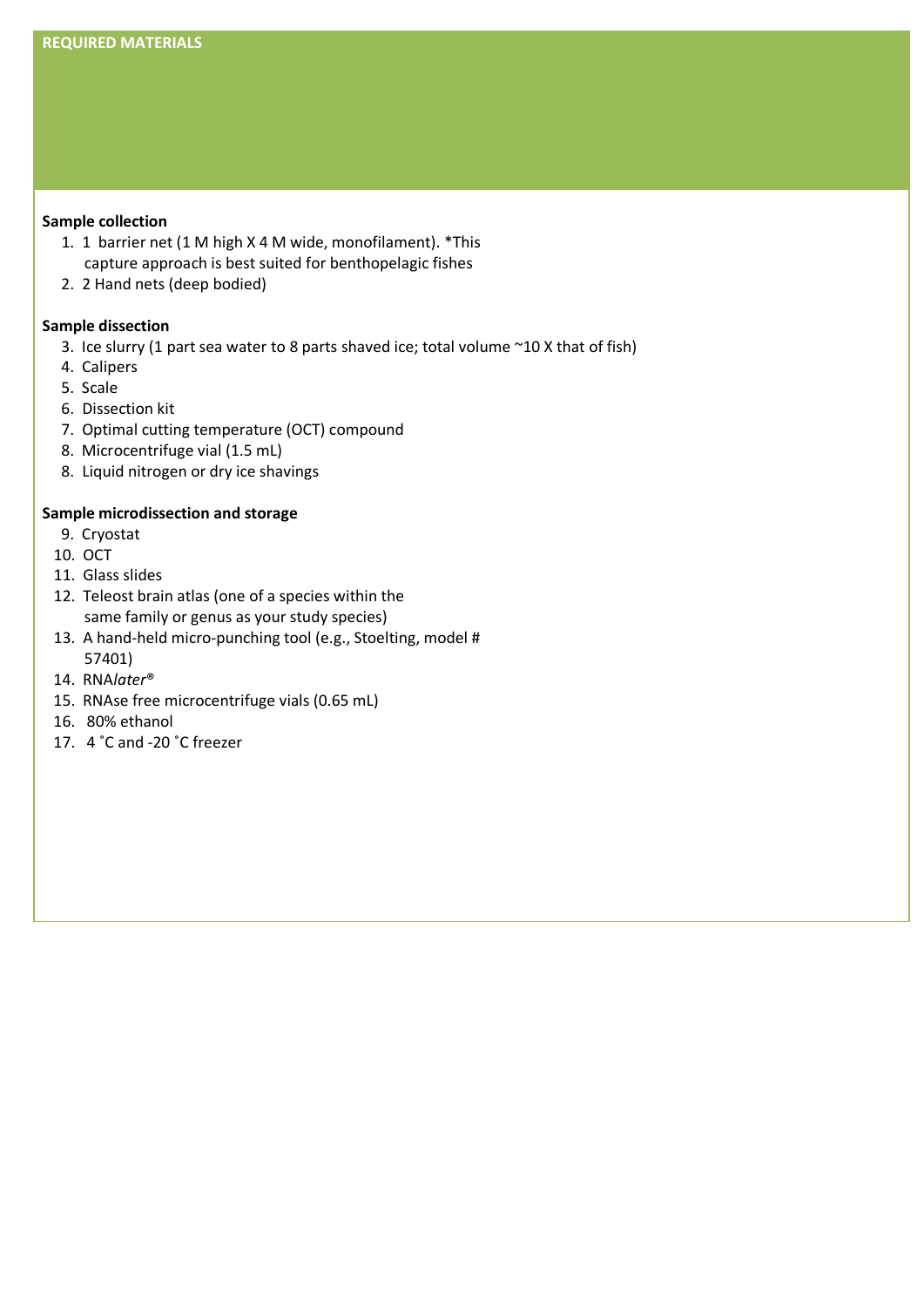## REQUIRED MATERIALS

**Sample collection**

1. 1 barrier net (1 M high X 4 M wide, monofilament). *This capture approach is best suited for benthopelagic fishes
2. 2 Hand nets (deep bodied)

**Sample dissection**

3. Ice slurry (1 part sea water to 8 parts shaved ice; total volume ~10 X that of fish)
4. Calipers
5. Scale
6. Dissection kit
7. Optimal cutting temperature (OCT) compound
8. Microcentrifuge vial (1.5 mL)
8. Liquid nitrogen or dry ice shavings

**Sample microdissection and storage**

9. Cryostat
10. OCT
11. Glass slides
12. Teleost brain atlas (one of a species within the same family or genus as your study species)
13. A hand-held micro-punching tool (e.g., Stoelting, model # 57401)
14. RNA*later*®
15. RNAse free microcentrifuge vials (0.65 mL)
16. 80% ethanol
17. 4 ˚C and -20 ˚C freezer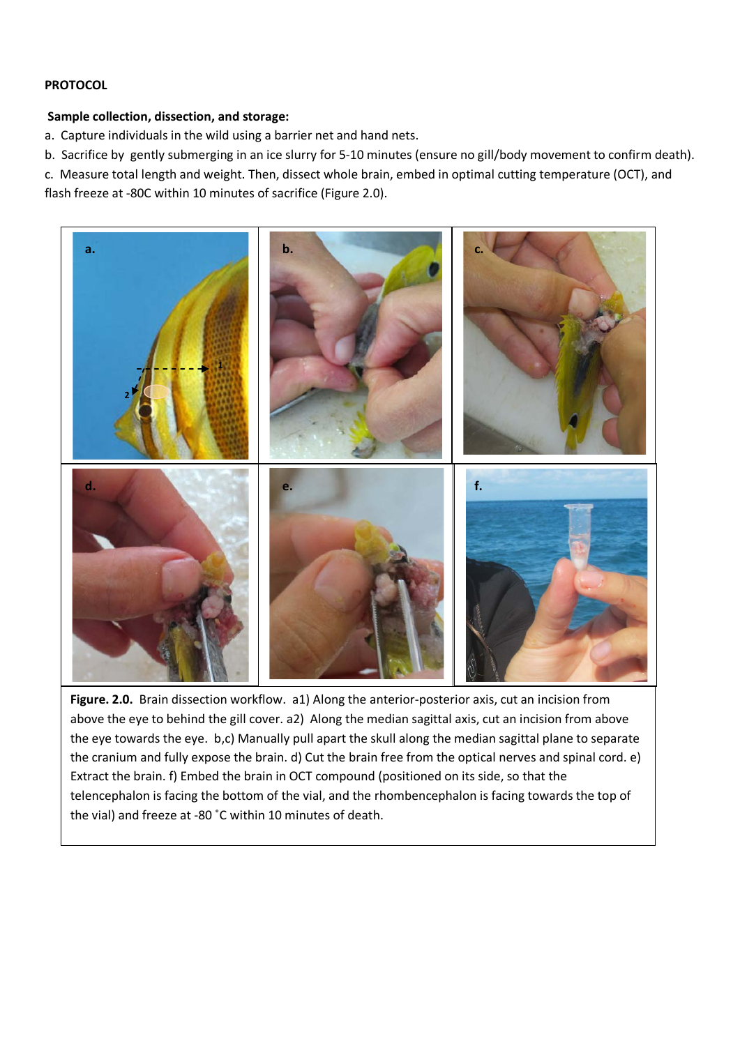**PROTOCOL**

**Sample collection, dissection, and storage:**

a. Capture individuals in the wild using a barrier net and hand nets.

b. Sacrifice by gently submerging in an ice slurry for 5-10 minutes (ensure no gill/body movement to confirm death).

c. Measure total length and weight. Then, dissect whole brain, embed in optimal cutting temperature (OCT), and flash freeze at -80C within 10 minutes of sacrifice (Figure 2.0).

**Figure. 2.0.** Brain dissection workflow. a1) Along the anterior-posterior axis, cut an incision from above the eye to behind the gill cover. a2) Along the median sagittal axis, cut an incision from above the eye towards the eye. b,c) Manually pull apart the skull along the median sagittal plane to separate the cranium and fully expose the brain. d) Cut the brain free from the optical nerves and spinal cord. e) Extract the brain. f) Embed the brain in OCT compound (positioned on its side, so that the telencephalon is facing the bottom of the vial, and the rhombencephalon is facing towards the top of the vial) and freeze at -80 ˚C within 10 minutes of death.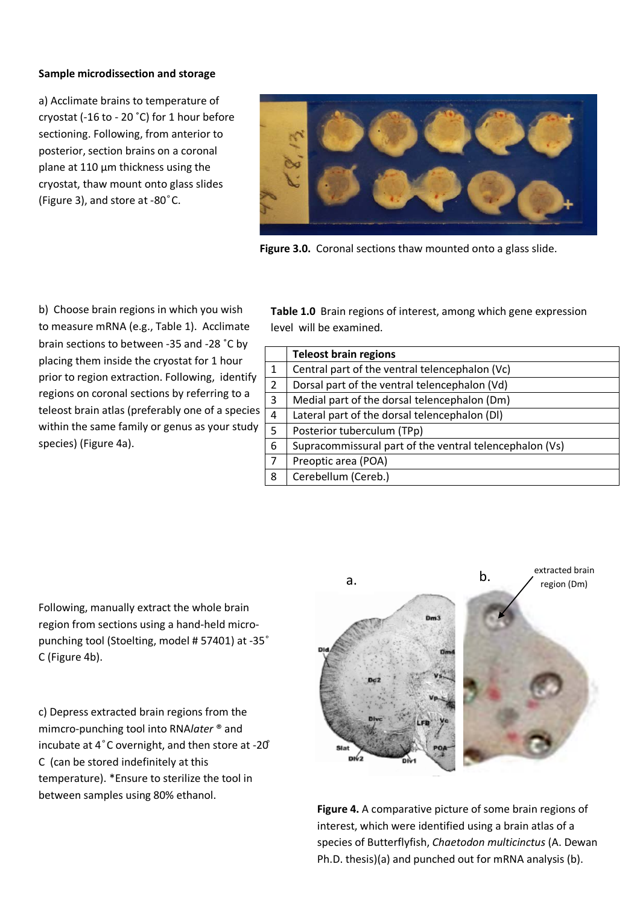**Sample microdissection and storage**

a) Acclimate brains to temperature of cryostat (-16 to - 20 ˚C) for 1 hour before sectioning. Following, from anterior to posterior, section brains on a coronal plane at 110 µm thickness using the cryostat, thaw mount onto glass slides (Figure 3), and store at -80˚C.

**Figure 3.0.** Coronal sections thaw mounted onto a glass slide.

b) Choose brain regions in which you wish to measure mRNA (e.g., Table 1). Acclimate brain sections to between -35 and -28 ˚C by placing them inside the cryostat for 1 hour prior to region extraction. Following, identify regions on coronal sections by referring to a teleost brain atlas (preferably one of a species within the same family or genus as your study species) (Figure 4a).

**Table 1.0** Brain regions of interest, among which gene expression level will be examined.

| | **Teleost brain regions** |
|---|---|
| 1 | Central part of the ventral telencephalon (Vc) |
| 2 | Dorsal part of the ventral telencephalon (Vd) |
| 3 | Medial part of the dorsal telencephalon (Dm) |
| 4 | Lateral part of the dorsal telencephalon (Dl) |
| 5 | Posterior tuberculum (TPp) |
| 6 | Supracommissural part of the ventral telencephalon (Vs) |
| 7 | Preoptic area (POA) |
| 8 | Cerebellum (Cereb.) |

Following, manually extract the whole brain region from sections using a hand-held micro-punching tool (Stoelting, model # 57401) at -35˚ C (Figure 4b).

c) Depress extracted brain regions from the mimcro-punching tool into RNA*later* ® and incubate at 4˚C overnight, and then store at -20˚ C (can be stored indefinitely at this temperature). *Ensure to sterilize the tool in between samples using 80% ethanol.

**Figure 4.** A comparative picture of some brain regions of interest, which were identified using a brain atlas of a species of Butterflyfish, *Chaetodon multicinctus* (A. Dewan Ph.D. thesis)(a) and punched out for mRNA analysis (b).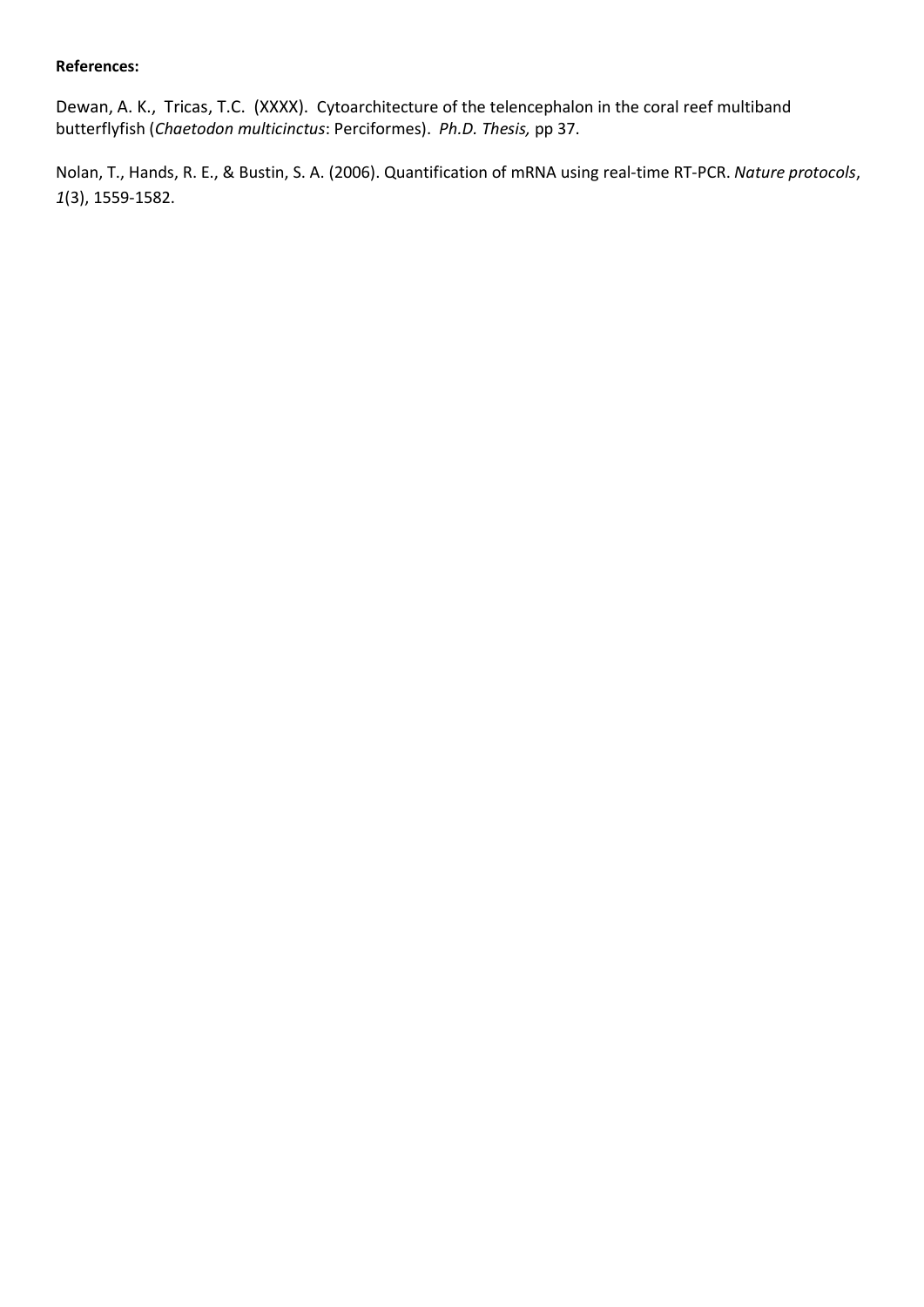**References:**

Dewan, A. K., Tricas, T.C. (XXXX). Cytoarchitecture of the telencephalon in the coral reef multiband butterflyfish (*Chaetodon multicinctus*: Perciformes). *Ph.D. Thesis,* pp 37.

Nolan, T., Hands, R. E., & Bustin, S. A. (2006). Quantification of mRNA using real-time RT-PCR. *Nature protocols*, *1*(3), 1559-1582.